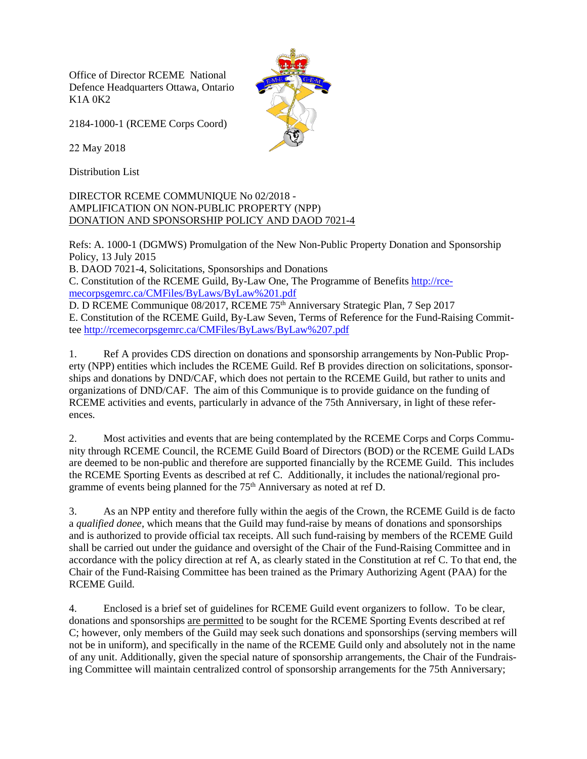Office of Director RCEME National Defence Headquarters Ottawa, Ontario K1A 0K2

2184-1000-1 (RCEME Corps Coord)

22 May 2018

Distribution List

DIRECTOR RCEME COMMUNIQUE No 02/2018 -
AMPLIFICATION ON NON-PUBLIC PROPERTY (NPP)
DONATION AND SPONSORSHIP POLICY AND DAOD 7021-4

Refs: A. 1000-1 (DGMWS) Promulgation of the New Non-Public Property Donation and Sponsorship Policy, 13 July 2015
B. DAOD 7021-4, Solicitations, Sponsorships and Donations
C. Constitution of the RCEME Guild, By-Law One, The Programme of Benefits http://rcemecorpsgemrc.ca/CMFiles/ByLaws/ByLaw%201.pdf
D. D RCEME Communique 08/2017, RCEME 75th Anniversary Strategic Plan, 7 Sep 2017
E. Constitution of the RCEME Guild, By-Law Seven, Terms of Reference for the Fund-Raising Committee http://rcemecorpsgemrc.ca/CMFiles/ByLaws/ByLaw%207.pdf

1. Ref A provides CDS direction on donations and sponsorship arrangements by Non-Public Property (NPP) entities which includes the RCEME Guild. Ref B provides direction on solicitations, sponsorships and donations by DND/CAF, which does not pertain to the RCEME Guild, but rather to units and organizations of DND/CAF. The aim of this Communique is to provide guidance on the funding of RCEME activities and events, particularly in advance of the 75th Anniversary, in light of these references.

2. Most activities and events that are being contemplated by the RCEME Corps and Corps Community through RCEME Council, the RCEME Guild Board of Directors (BOD) or the RCEME Guild LADs are deemed to be non-public and therefore are supported financially by the RCEME Guild. This includes the RCEME Sporting Events as described at ref C. Additionally, it includes the national/regional programme of events being planned for the 75th Anniversary as noted at ref D.

3. As an NPP entity and therefore fully within the aegis of the Crown, the RCEME Guild is de facto a *qualified donee*, which means that the Guild may fund-raise by means of donations and sponsorships and is authorized to provide official tax receipts. All such fund-raising by members of the RCEME Guild shall be carried out under the guidance and oversight of the Chair of the Fund-Raising Committee and in accordance with the policy direction at ref A, as clearly stated in the Constitution at ref C. To that end, the Chair of the Fund-Raising Committee has been trained as the Primary Authorizing Agent (PAA) for the RCEME Guild.

4. Enclosed is a brief set of guidelines for RCEME Guild event organizers to follow. To be clear, donations and sponsorships are permitted to be sought for the RCEME Sporting Events described at ref C; however, only members of the Guild may seek such donations and sponsorships (serving members will not be in uniform), and specifically in the name of the RCEME Guild only and absolutely not in the name of any unit. Additionally, given the special nature of sponsorship arrangements, the Chair of the Fundraising Committee will maintain centralized control of sponsorship arrangements for the 75th Anniversary;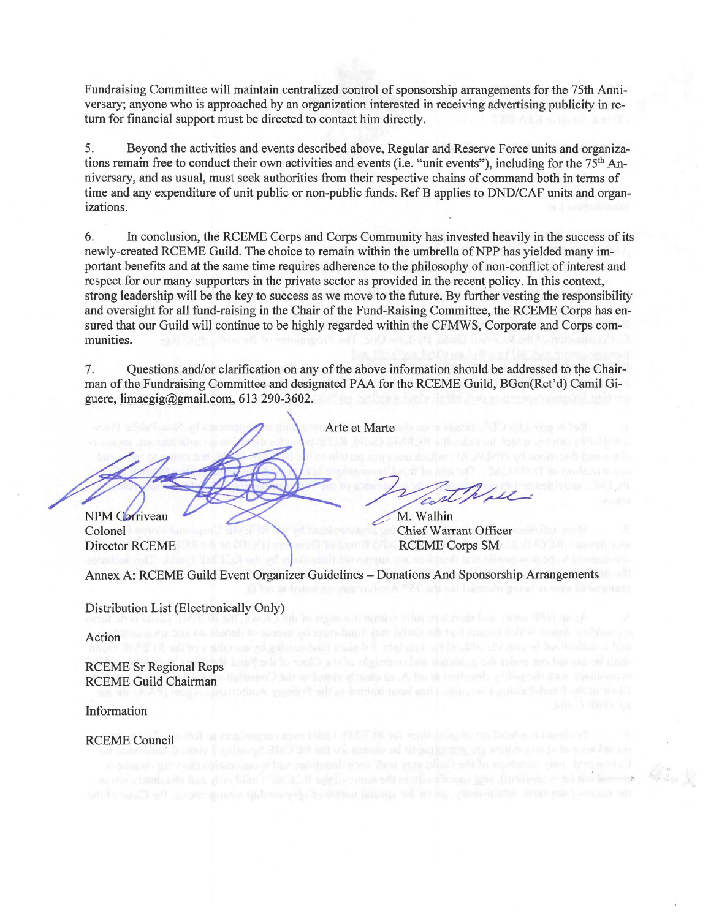Fundraising Committee will maintain centralized control of sponsorship arrangements for the 75th Anniversary; anyone who is approached by an organization interested in receiving advertising publicity in return for financial support must be directed to contact him directly.

5. Beyond the activities and events described above, Regular and Reserve Force units and organizations remain free to conduct their own activities and events (i.e. "unit events"), including for the 75th Anniversary, and as usual, must seek authorities from their respective chains of command both in terms of time and any expenditure of unit public or non-public funds. Ref B applies to DND/CAF units and organizations.

6. In conclusion, the RCEME Corps and Corps Community has invested heavily in the success of its newly-created RCEME Guild. The choice to remain within the umbrella of NPP has yielded many important benefits and at the same time requires adherence to the philosophy of non-conflict of interest and respect for our many supporters in the private sector as provided in the recent policy. In this context, strong leadership will be the key to success as we move to the future. By further vesting the responsibility and oversight for all fund-raising in the Chair of the Fund-Raising Committee, the RCEME Corps has ensured that our Guild will continue to be highly regarded within the CFMWS, Corporate and Corps communities.

7. Questions and/or clarification on any of the above information should be addressed to the Chairman of the Fundraising Committee and designated PAA for the RCEME Guild, BGen(Ret'd) Camil Giguere, limacgig@gmail.com, 613 290-3602.

Arte et Marte

NPM Corriveau
Colonel
Director RCEME

M. Walhin
Chief Warrant Officer
RCEME Corps SM

Annex A: RCEME Guild Event Organizer Guidelines – Donations And Sponsorship Arrangements

Distribution List (Electronically Only)

Action

RCEME Sr Regional Reps
RCEME Guild Chairman

Information

RCEME Council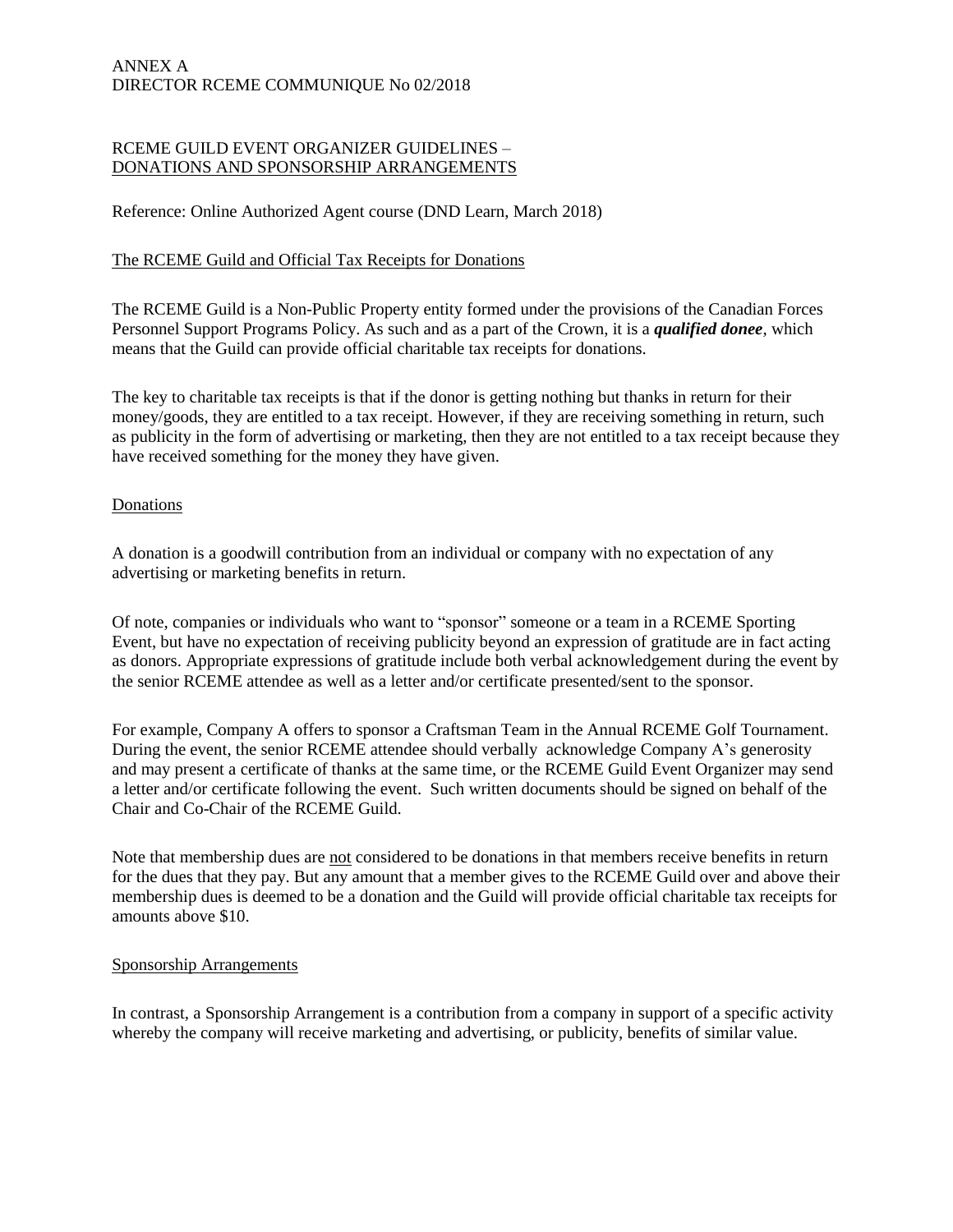ANNEX A
DIRECTOR RCEME COMMUNIQUE No 02/2018

RCEME GUILD EVENT ORGANIZER GUIDELINES –
DONATIONS AND SPONSORSHIP ARRANGEMENTS

Reference: Online Authorized Agent course (DND Learn, March 2018)

## The RCEME Guild and Official Tax Receipts for Donations

The RCEME Guild is a Non-Public Property entity formed under the provisions of the Canadian Forces Personnel Support Programs Policy. As such and as a part of the Crown, it is a ***qualified donee***, which means that the Guild can provide official charitable tax receipts for donations.

The key to charitable tax receipts is that if the donor is getting nothing but thanks in return for their money/goods, they are entitled to a tax receipt. However, if they are receiving something in return, such as publicity in the form of advertising or marketing, then they are not entitled to a tax receipt because they have received something for the money they have given.

## Donations

A donation is a goodwill contribution from an individual or company with no expectation of any advertising or marketing benefits in return.

Of note, companies or individuals who want to "sponsor" someone or a team in a RCEME Sporting Event, but have no expectation of receiving publicity beyond an expression of gratitude are in fact acting as donors. Appropriate expressions of gratitude include both verbal acknowledgement during the event by the senior RCEME attendee as well as a letter and/or certificate presented/sent to the sponsor.

For example, Company A offers to sponsor a Craftsman Team in the Annual RCEME Golf Tournament. During the event, the senior RCEME attendee should verbally acknowledge Company A's generosity and may present a certificate of thanks at the same time, or the RCEME Guild Event Organizer may send a letter and/or certificate following the event. Such written documents should be signed on behalf of the Chair and Co-Chair of the RCEME Guild.

Note that membership dues are not considered to be donations in that members receive benefits in return for the dues that they pay. But any amount that a member gives to the RCEME Guild over and above their membership dues is deemed to be a donation and the Guild will provide official charitable tax receipts for amounts above $10.

## Sponsorship Arrangements

In contrast, a Sponsorship Arrangement is a contribution from a company in support of a specific activity whereby the company will receive marketing and advertising, or publicity, benefits of similar value.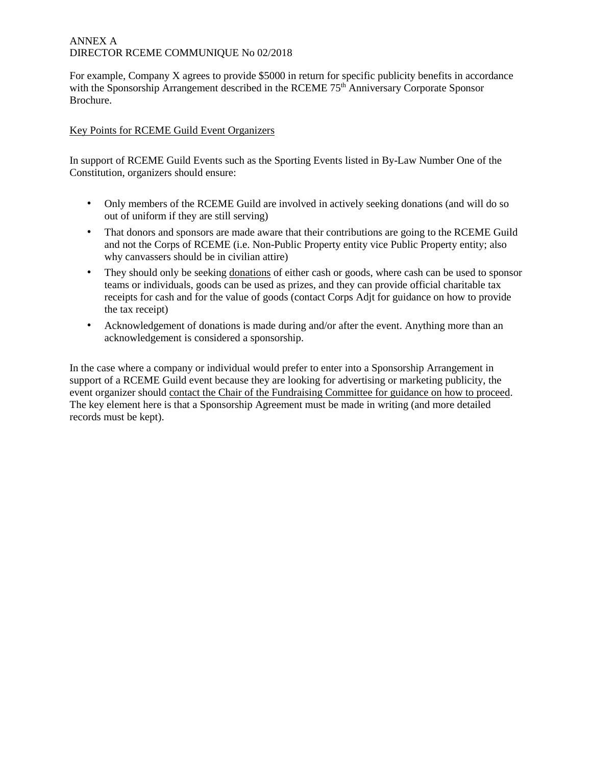ANNEX A
DIRECTOR RCEME COMMUNIQUE No 02/2018

For example, Company X agrees to provide $5000 in return for specific publicity benefits in accordance with the Sponsorship Arrangement described in the RCEME 75th Anniversary Corporate Sponsor Brochure.

Key Points for RCEME Guild Event Organizers

In support of RCEME Guild Events such as the Sporting Events listed in By-Law Number One of the Constitution, organizers should ensure:

- Only members of the RCEME Guild are involved in actively seeking donations (and will do so out of uniform if they are still serving)
- That donors and sponsors are made aware that their contributions are going to the RCEME Guild and not the Corps of RCEME (i.e. Non-Public Property entity vice Public Property entity; also why canvassers should be in civilian attire)
- They should only be seeking donations of either cash or goods, where cash can be used to sponsor teams or individuals, goods can be used as prizes, and they can provide official charitable tax receipts for cash and for the value of goods (contact Corps Adjt for guidance on how to provide the tax receipt)
- Acknowledgement of donations is made during and/or after the event. Anything more than an acknowledgement is considered a sponsorship.

In the case where a company or individual would prefer to enter into a Sponsorship Arrangement in support of a RCEME Guild event because they are looking for advertising or marketing publicity, the event organizer should contact the Chair of the Fundraising Committee for guidance on how to proceed. The key element here is that a Sponsorship Agreement must be made in writing (and more detailed records must be kept).